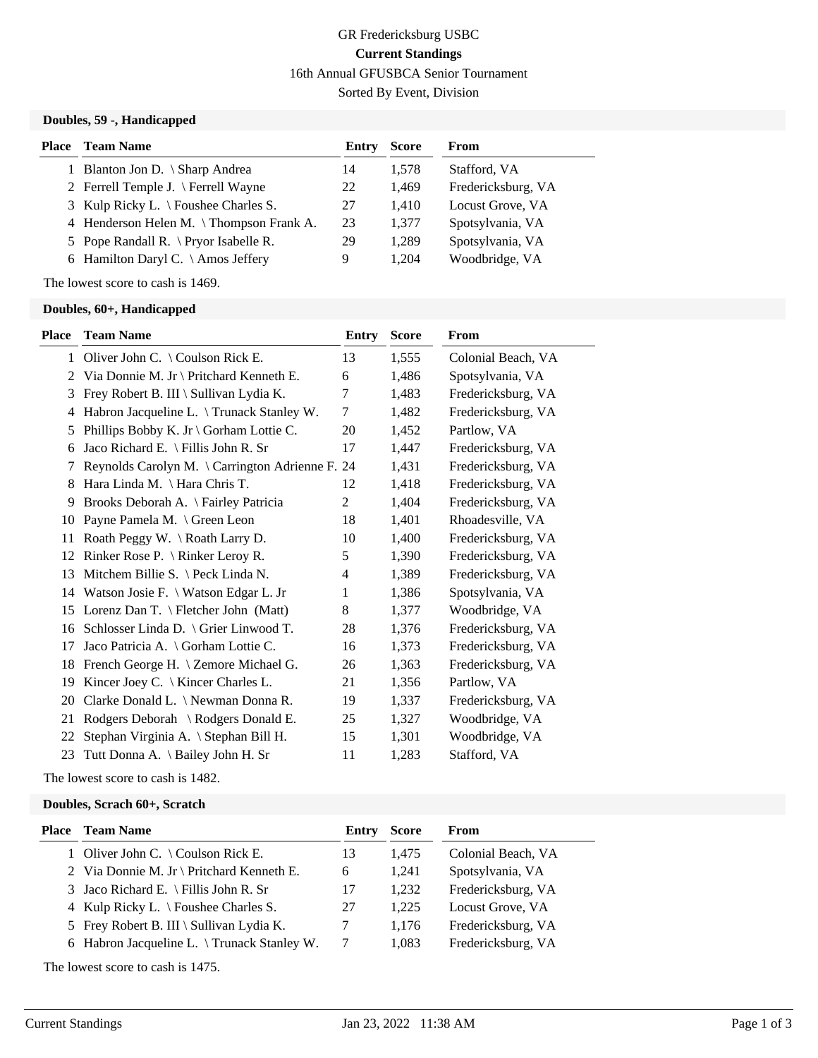# GR Fredericksburg USBC

## Current Standings

16th Annual GFUSBCA Senior Tournament

Sorted By Event, Division

### Doubles, 59 -, Handicapped

| Place | Team Name | Entry | Score | From |
|---|---|---|---|---|
| 1 | Blanton Jon D. \ Sharp Andrea | 14 | 1,578 | Stafford, VA |
| 2 | Ferrell Temple J. \ Ferrell Wayne | 22 | 1,469 | Fredericksburg, VA |
| 3 | Kulp Ricky L. \ Foushee Charles S. | 27 | 1,410 | Locust Grove, VA |
| 4 | Henderson Helen M. \ Thompson Frank A. | 23 | 1,377 | Spotsylvania, VA |
| 5 | Pope Randall R. \ Pryor Isabelle R. | 29 | 1,289 | Spotsylvania, VA |
| 6 | Hamilton Daryl C. \ Amos Jeffery | 9 | 1,204 | Woodbridge, VA |

The lowest score to cash is 1469.

### Doubles, 60+, Handicapped

| Place | Team Name | Entry | Score | From |
|---|---|---|---|---|
| 1 | Oliver John C. \ Coulson Rick E. | 13 | 1,555 | Colonial Beach, VA |
| 2 | Via Donnie M. Jr \ Pritchard Kenneth E. | 6 | 1,486 | Spotsylvania, VA |
| 3 | Frey Robert B. III \ Sullivan Lydia K. | 7 | 1,483 | Fredericksburg, VA |
| 4 | Habron Jacqueline L. \ Trunack Stanley W. | 7 | 1,482 | Fredericksburg, VA |
| 5 | Phillips Bobby K. Jr \ Gorham Lottie C. | 20 | 1,452 | Partlow, VA |
| 6 | Jaco Richard E. \ Fillis John R. Sr | 17 | 1,447 | Fredericksburg, VA |
| 7 | Reynolds Carolyn M. \ Carrington Adrienne F. | 24 | 1,431 | Fredericksburg, VA |
| 8 | Hara Linda M. \ Hara Chris T. | 12 | 1,418 | Fredericksburg, VA |
| 9 | Brooks Deborah A. \ Fairley Patricia | 2 | 1,404 | Fredericksburg, VA |
| 10 | Payne Pamela M. \ Green Leon | 18 | 1,401 | Rhoadesville, VA |
| 11 | Roath Peggy W. \ Roath Larry D. | 10 | 1,400 | Fredericksburg, VA |
| 12 | Rinker Rose P. \ Rinker Leroy R. | 5 | 1,390 | Fredericksburg, VA |
| 13 | Mitchem Billie S. \ Peck Linda N. | 4 | 1,389 | Fredericksburg, VA |
| 14 | Watson Josie F. \ Watson Edgar L. Jr | 1 | 1,386 | Spotsylvania, VA |
| 15 | Lorenz Dan T. \ Fletcher John (Matt) | 8 | 1,377 | Woodbridge, VA |
| 16 | Schlosser Linda D. \ Grier Linwood T. | 28 | 1,376 | Fredericksburg, VA |
| 17 | Jaco Patricia A. \ Gorham Lottie C. | 16 | 1,373 | Fredericksburg, VA |
| 18 | French George H. \ Zemore Michael G. | 26 | 1,363 | Fredericksburg, VA |
| 19 | Kincer Joey C. \ Kincer Charles L. | 21 | 1,356 | Partlow, VA |
| 20 | Clarke Donald L. \ Newman Donna R. | 19 | 1,337 | Fredericksburg, VA |
| 21 | Rodgers Deborah \ Rodgers Donald E. | 25 | 1,327 | Woodbridge, VA |
| 22 | Stephan Virginia A. \ Stephan Bill H. | 15 | 1,301 | Woodbridge, VA |
| 23 | Tutt Donna A. \ Bailey John H. Sr | 11 | 1,283 | Stafford, VA |

The lowest score to cash is 1482.

### Doubles, Scratch 60+, Scratch

| Place | Team Name | Entry | Score | From |
|---|---|---|---|---|
| 1 | Oliver John C. \ Coulson Rick E. | 13 | 1,475 | Colonial Beach, VA |
| 2 | Via Donnie M. Jr \ Pritchard Kenneth E. | 6 | 1,241 | Spotsylvania, VA |
| 3 | Jaco Richard E. \ Fillis John R. Sr | 17 | 1,232 | Fredericksburg, VA |
| 4 | Kulp Ricky L. \ Foushee Charles S. | 27 | 1,225 | Locust Grove, VA |
| 5 | Frey Robert B. III \ Sullivan Lydia K. | 7 | 1,176 | Fredericksburg, VA |
| 6 | Habron Jacqueline L. \ Trunack Stanley W. | 7 | 1,083 | Fredericksburg, VA |

The lowest score to cash is 1475.

Current Standings Jan 23, 2022 11:38 AM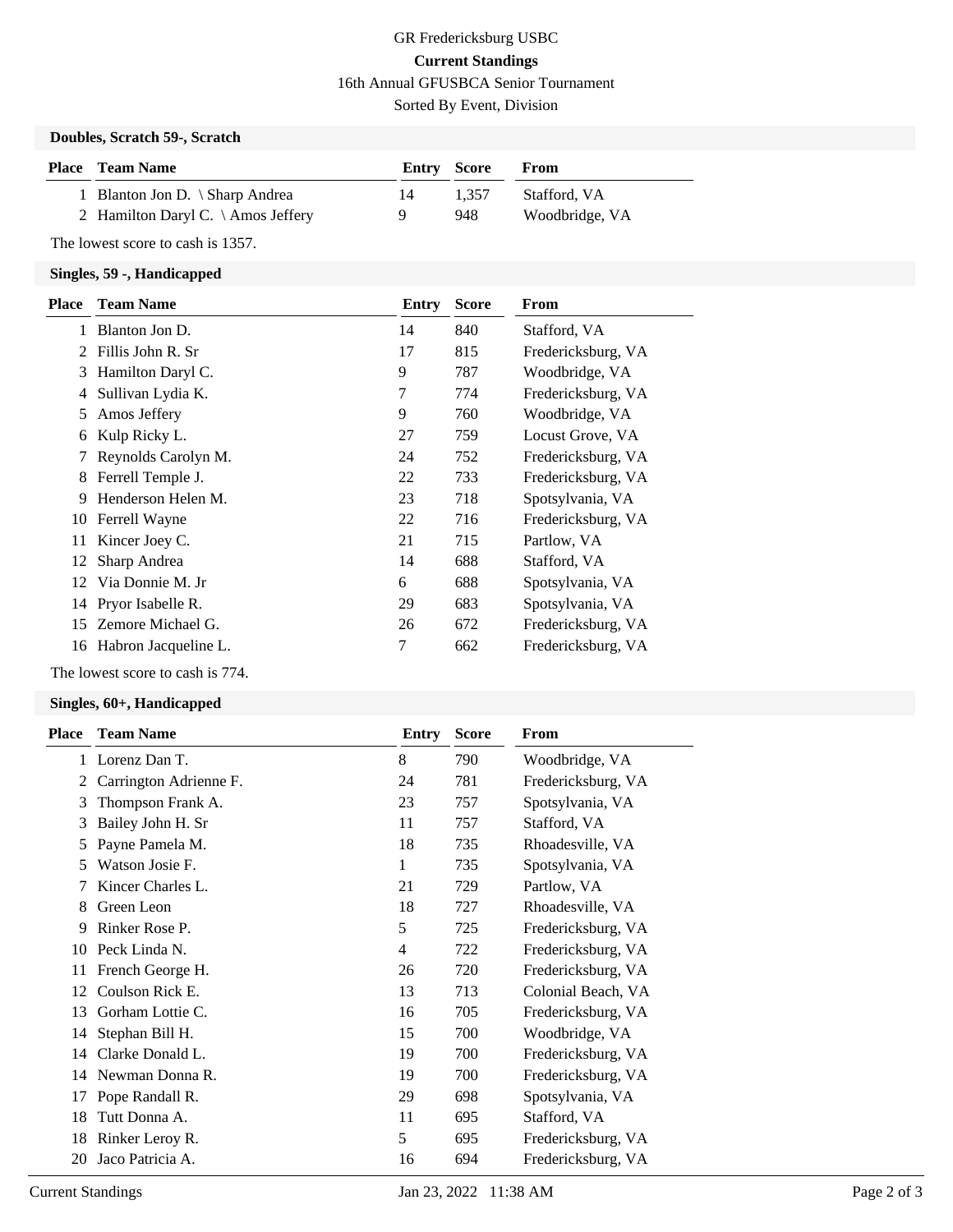GR Fredericksburg USBC

**Current Standings**

16th Annual GFUSBCA Senior Tournament

Sorted By Event, Division

### Doubles, Scratch 59-, Scratch

| Place | Team Name | Entry | Score | From |
|---|---|---|---|---|
| 1 | Blanton Jon D. \ Sharp Andrea | 14 | 1,357 | Stafford, VA |
| 2 | Hamilton Daryl C. \ Amos Jeffery | 9 | 948 | Woodbridge, VA |

The lowest score to cash is 1357.

### Singles, 59 -, Handicapped

| Place | Team Name | Entry | Score | From |
|---|---|---|---|---|
| 1 | Blanton Jon D. | 14 | 840 | Stafford, VA |
| 2 | Fillis John R. Sr | 17 | 815 | Fredericksburg, VA |
| 3 | Hamilton Daryl C. | 9 | 787 | Woodbridge, VA |
| 4 | Sullivan Lydia K. | 7 | 774 | Fredericksburg, VA |
| 5 | Amos Jeffery | 9 | 760 | Woodbridge, VA |
| 6 | Kulp Ricky L. | 27 | 759 | Locust Grove, VA |
| 7 | Reynolds Carolyn M. | 24 | 752 | Fredericksburg, VA |
| 8 | Ferrell Temple J. | 22 | 733 | Fredericksburg, VA |
| 9 | Henderson Helen M. | 23 | 718 | Spotsylvania, VA |
| 10 | Ferrell Wayne | 22 | 716 | Fredericksburg, VA |
| 11 | Kincer Joey C. | 21 | 715 | Partlow, VA |
| 12 | Sharp Andrea | 14 | 688 | Stafford, VA |
| 12 | Via Donnie M. Jr | 6 | 688 | Spotsylvania, VA |
| 14 | Pryor Isabelle R. | 29 | 683 | Spotsylvania, VA |
| 15 | Zemore Michael G. | 26 | 672 | Fredericksburg, VA |
| 16 | Habron Jacqueline L. | 7 | 662 | Fredericksburg, VA |

The lowest score to cash is 774.

### Singles, 60+, Handicapped

| Place | Team Name | Entry | Score | From |
|---|---|---|---|---|
| 1 | Lorenz Dan T. | 8 | 790 | Woodbridge, VA |
| 2 | Carrington Adrienne F. | 24 | 781 | Fredericksburg, VA |
| 3 | Thompson Frank A. | 23 | 757 | Spotsylvania, VA |
| 3 | Bailey John H. Sr | 11 | 757 | Stafford, VA |
| 5 | Payne Pamela M. | 18 | 735 | Rhoadesville, VA |
| 5 | Watson Josie F. | 1 | 735 | Spotsylvania, VA |
| 7 | Kincer Charles L. | 21 | 729 | Partlow, VA |
| 8 | Green Leon | 18 | 727 | Rhoadesville, VA |
| 9 | Rinker Rose P. | 5 | 725 | Fredericksburg, VA |
| 10 | Peck Linda N. | 4 | 722 | Fredericksburg, VA |
| 11 | French George H. | 26 | 720 | Fredericksburg, VA |
| 12 | Coulson Rick E. | 13 | 713 | Colonial Beach, VA |
| 13 | Gorham Lottie C. | 16 | 705 | Fredericksburg, VA |
| 14 | Stephan Bill H. | 15 | 700 | Woodbridge, VA |
| 14 | Clarke Donald L. | 19 | 700 | Fredericksburg, VA |
| 14 | Newman Donna R. | 19 | 700 | Fredericksburg, VA |
| 17 | Pope Randall R. | 29 | 698 | Spotsylvania, VA |
| 18 | Tutt Donna A. | 11 | 695 | Stafford, VA |
| 18 | Rinker Leroy R. | 5 | 695 | Fredericksburg, VA |
| 20 | Jaco Patricia A. | 16 | 694 | Fredericksburg, VA |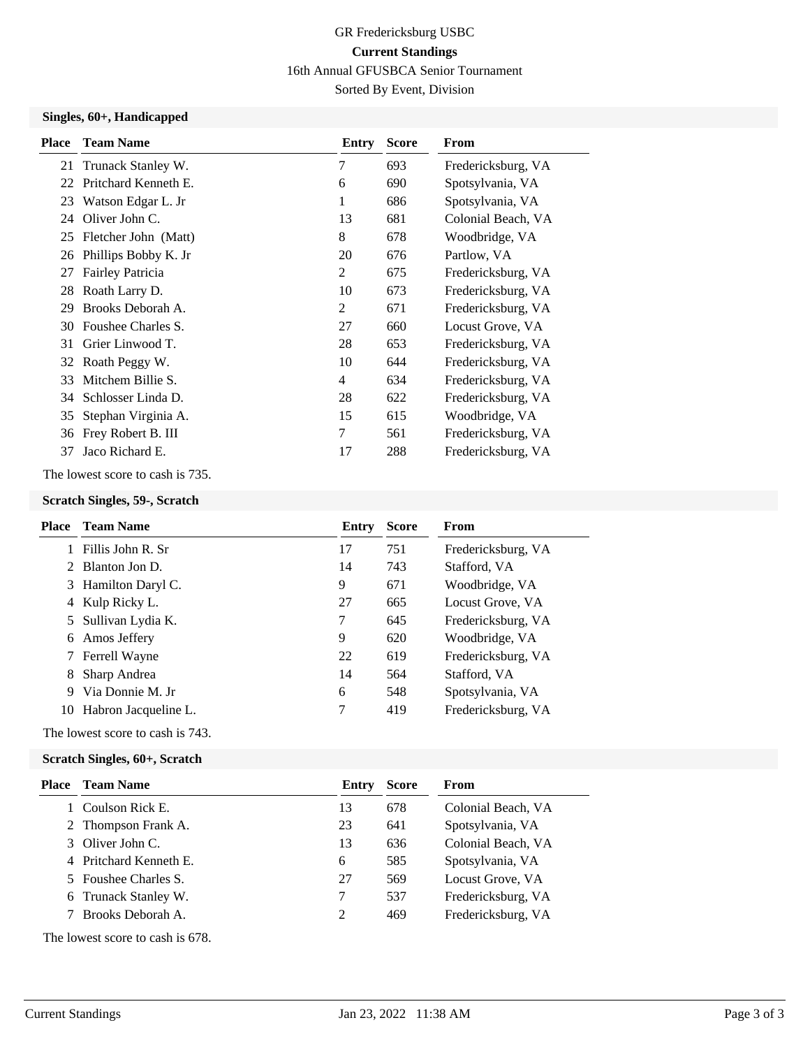GR Fredericksburg USBC

**Current Standings**

16th Annual GFUSBCA Senior Tournament

Sorted By Event, Division

### Singles, 60+, Handicapped

| Place | Team Name | Entry | Score | From |
|---|---|---|---|---|
| 21 | Trunack Stanley W. | 7 | 693 | Fredericksburg, VA |
| 22 | Pritchard Kenneth E. | 6 | 690 | Spotsylvania, VA |
| 23 | Watson Edgar L. Jr | 1 | 686 | Spotsylvania, VA |
| 24 | Oliver John C. | 13 | 681 | Colonial Beach, VA |
| 25 | Fletcher John (Matt) | 8 | 678 | Woodbridge, VA |
| 26 | Phillips Bobby K. Jr | 20 | 676 | Partlow, VA |
| 27 | Fairley Patricia | 2 | 675 | Fredericksburg, VA |
| 28 | Roath Larry D. | 10 | 673 | Fredericksburg, VA |
| 29 | Brooks Deborah A. | 2 | 671 | Fredericksburg, VA |
| 30 | Foushee Charles S. | 27 | 660 | Locust Grove, VA |
| 31 | Grier Linwood T. | 28 | 653 | Fredericksburg, VA |
| 32 | Roath Peggy W. | 10 | 644 | Fredericksburg, VA |
| 33 | Mitchem Billie S. | 4 | 634 | Fredericksburg, VA |
| 34 | Schlosser Linda D. | 28 | 622 | Fredericksburg, VA |
| 35 | Stephan Virginia A. | 15 | 615 | Woodbridge, VA |
| 36 | Frey Robert B. III | 7 | 561 | Fredericksburg, VA |
| 37 | Jaco Richard E. | 17 | 288 | Fredericksburg, VA |

The lowest score to cash is 735.

### Scratch Singles, 59-, Scratch

| Place | Team Name | Entry | Score | From |
|---|---|---|---|---|
| 1 | Fillis John R. Sr | 17 | 751 | Fredericksburg, VA |
| 2 | Blanton Jon D. | 14 | 743 | Stafford, VA |
| 3 | Hamilton Daryl C. | 9 | 671 | Woodbridge, VA |
| 4 | Kulp Ricky L. | 27 | 665 | Locust Grove, VA |
| 5 | Sullivan Lydia K. | 7 | 645 | Fredericksburg, VA |
| 6 | Amos Jeffery | 9 | 620 | Woodbridge, VA |
| 7 | Ferrell Wayne | 22 | 619 | Fredericksburg, VA |
| 8 | Sharp Andrea | 14 | 564 | Stafford, VA |
| 9 | Via Donnie M. Jr | 6 | 548 | Spotsylvania, VA |
| 10 | Habron Jacqueline L. | 7 | 419 | Fredericksburg, VA |

The lowest score to cash is 743.

### Scratch Singles, 60+, Scratch

| Place | Team Name | Entry | Score | From |
|---|---|---|---|---|
| 1 | Coulson Rick E. | 13 | 678 | Colonial Beach, VA |
| 2 | Thompson Frank A. | 23 | 641 | Spotsylvania, VA |
| 3 | Oliver John C. | 13 | 636 | Colonial Beach, VA |
| 4 | Pritchard Kenneth E. | 6 | 585 | Spotsylvania, VA |
| 5 | Foushee Charles S. | 27 | 569 | Locust Grove, VA |
| 6 | Trunack Stanley W. | 7 | 537 | Fredericksburg, VA |
| 7 | Brooks Deborah A. | 2 | 469 | Fredericksburg, VA |

The lowest score to cash is 678.